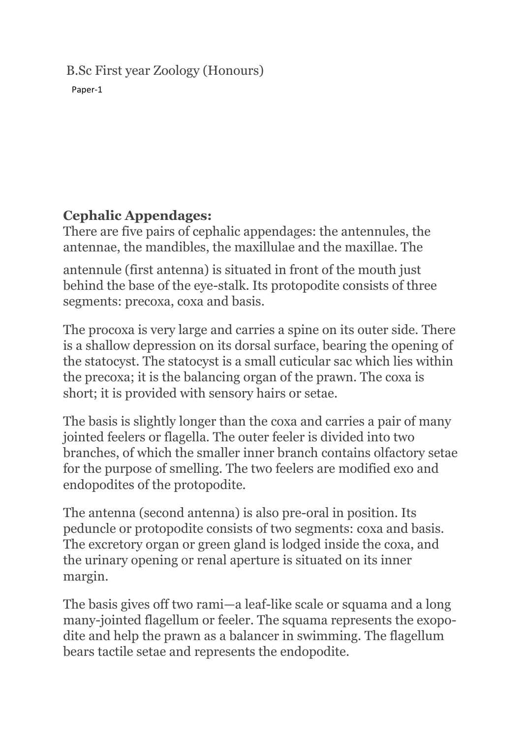B.Sc First year Zoology (Honours)

Paper-1

**Cephalic Appendages:**

There are five pairs of cephalic appendages: the antennules, the antennae, the mandibles, the maxillulae and the maxillae. The

antennule (first antenna) is situated in front of the mouth just behind the base of the eye-stalk. Its protopodite consists of three segments: precoxa, coxa and basis.

The procoxa is very large and carries a spine on its outer side. There is a shallow depression on its dorsal surface, bearing the opening of the statocyst. The statocyst is a small cuticular sac which lies within the precoxa; it is the balancing organ of the prawn. The coxa is short; it is provided with sensory hairs or setae.

The basis is slightly longer than the coxa and carries a pair of many jointed feelers or flagella. The outer feeler is divided into two branches, of which the smaller inner branch contains olfactory setae for the purpose of smelling. The two feelers are modified exo and endopodites of the protopodite.

The antenna (second antenna) is also pre-oral in position. Its peduncle or protopodite consists of two segments: coxa and basis. The excretory organ or green gland is lodged inside the coxa, and the urinary opening or renal aperture is situated on its inner margin.

The basis gives off two rami—a leaf-like scale or squama and a long many-jointed flagellum or feeler. The squama represents the exopo-dite and help the prawn as a balancer in swimming. The flagellum bears tactile setae and represents the endopodite.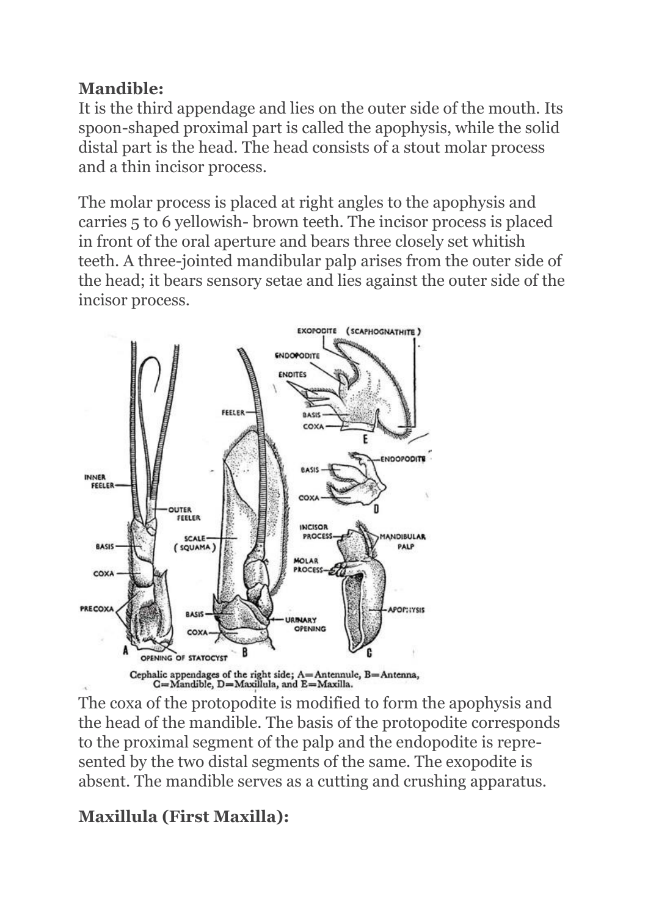**Mandible:**

It is the third appendage and lies on the outer side of the mouth. Its spoon-shaped proximal part is called the apophysis, while the solid distal part is the head. The head consists of a stout molar process and a thin incisor process.

The molar process is placed at right angles to the apophysis and carries 5 to 6 yellowish- brown teeth. The incisor process is placed in front of the oral aperture and bears three closely set whitish teeth. A three-jointed mandibular palp arises from the outer side of the head; it bears sensory setae and lies against the outer side of the incisor process.

Cephalic appendages of the right side; A=Antennule, B=Antenna, C=Mandible, D=Maxillula, and E=Maxilla.

The coxa of the protopodite is modified to form the apophysis and the head of the mandible. The basis of the protopodite corresponds to the proximal segment of the palp and the endopodite is represented by the two distal segments of the same. The exopodite is absent. The mandible serves as a cutting and crushing apparatus.

**Maxillula (First Maxilla):**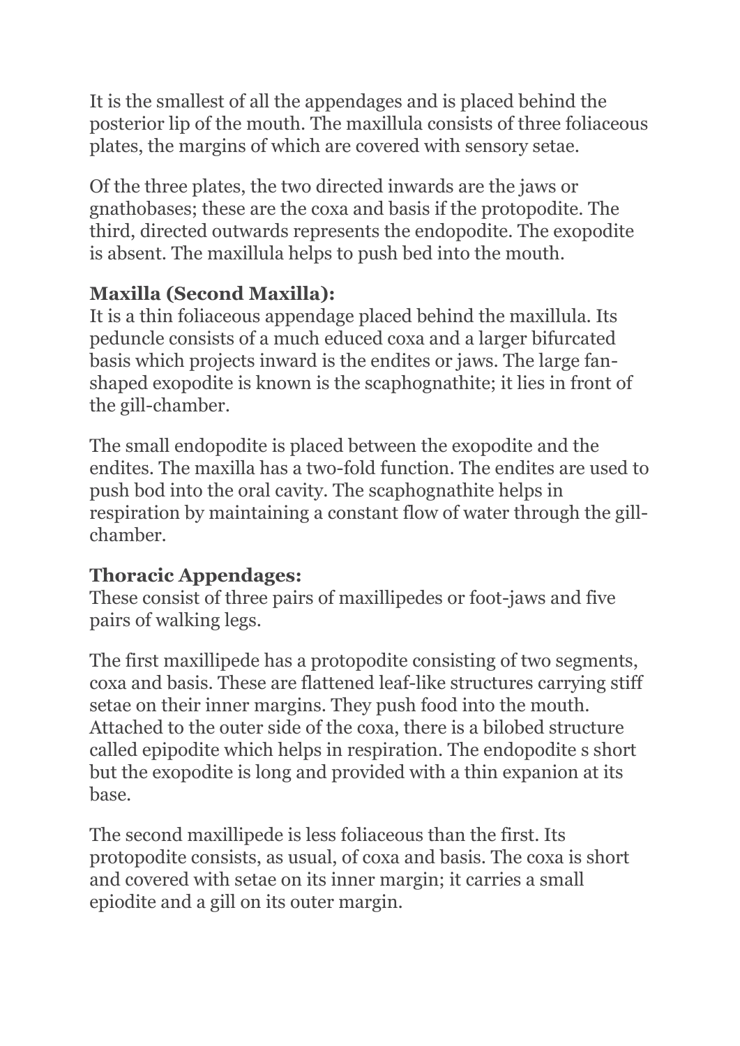It is the smallest of all the appendages and is placed behind the posterior lip of the mouth. The maxillula consists of three foliaceous plates, the margins of which are covered with sensory setae.

Of the three plates, the two directed inwards are the jaws or gnathobases; these are the coxa and basis if the protopodite. The third, directed outwards represents the endopodite. The exopodite is absent. The maxillula helps to push bed into the mouth.

**Maxilla (Second Maxilla):**
It is a thin foliaceous appendage placed behind the maxillula. Its peduncle consists of a much educed coxa and a larger bifurcated basis which projects inward is the endites or jaws. The large fan-shaped exopodite is known is the scaphognathite; it lies in front of the gill-chamber.

The small endopodite is placed between the exopodite and the endites. The maxilla has a two-fold function. The endites are used to push bod into the oral cavity. The scaphognathite helps in respiration by maintaining a constant flow of water through the gill-chamber.

**Thoracic Appendages:**
These consist of three pairs of maxillipedes or foot-jaws and five pairs of walking legs.

The first maxillipede has a protopodite consisting of two segments, coxa and basis. These are flattened leaf-like structures carrying stiff setae on their inner margins. They push food into the mouth. Attached to the outer side of the coxa, there is a bilobed structure called epipodite which helps in respiration. The endopodite s short but the exopodite is long and provided with a thin expanion at its base.

The second maxillipede is less foliaceous than the first. Its protopodite consists, as usual, of coxa and basis. The coxa is short and covered with setae on its inner margin; it carries a small epiodite and a gill on its outer margin.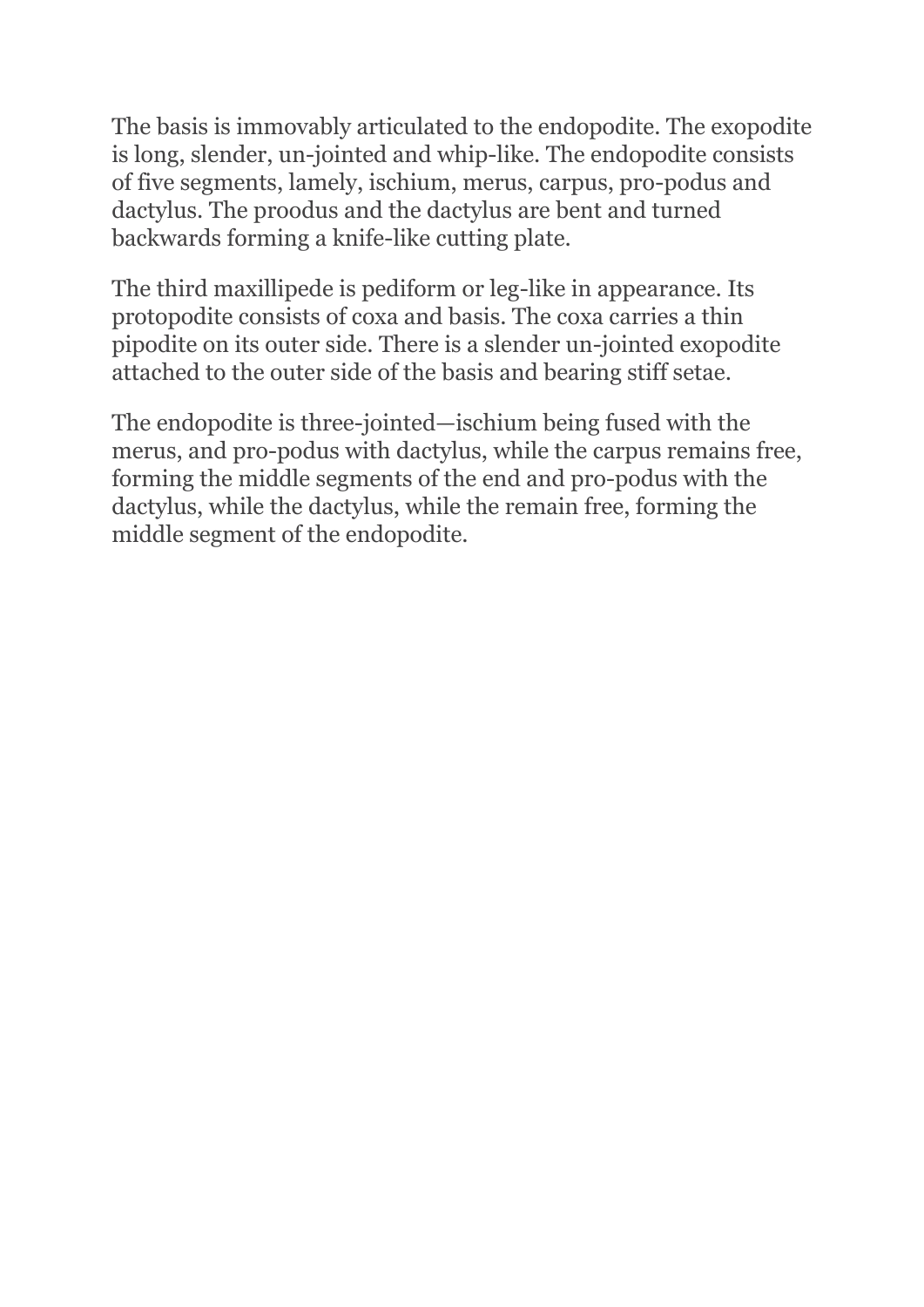The basis is immovably articulated to the endopodite. The exopodite is long, slender, un-jointed and whip-like. The endopodite consists of five segments, lamely, ischium, merus, carpus, pro-podus and dactylus. The proodus and the dactylus are bent and turned backwards forming a knife-like cutting plate.

The third maxillipede is pediform or leg-like in appearance. Its protopodite consists of coxa and basis. The coxa carries a thin pipodite on its outer side. There is a slender un-jointed exopodite attached to the outer side of the basis and bearing stiff setae.

The endopodite is three-jointed—ischium being fused with the merus, and pro-podus with dactylus, while the carpus remains free, forming the middle segments of the end and pro-podus with the dactylus, while the dactylus, while the remain free, forming the middle segment of the endopodite.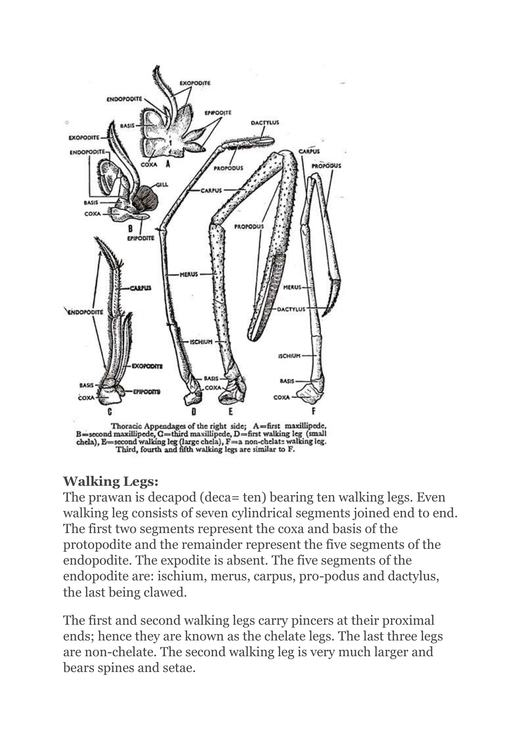Thoracic Appendages of the right side; A=first maxillipede, B=second maxillipede, C=third maxillipede, D=first walking leg (small chela), E=second walking leg (large chela), F=a non-chelate walking leg. Third, fourth and fifth walking legs are similar to F.

**Walking Legs:**

The prawan is decapod (deca= ten) bearing ten walking legs. Even walking leg consists of seven cylindrical segments joined end to end. The first two segments represent the coxa and basis of the protopodite and the remainder represent the five segments of the endopodite. The expodite is absent. The five segments of the endopodite are: ischium, merus, carpus, pro-podus and dactylus, the last being clawed.

The first and second walking legs carry pincers at their proximal ends; hence they are known as the chelate legs. The last three legs are non-chelate. The second walking leg is very much larger and bears spines and setae.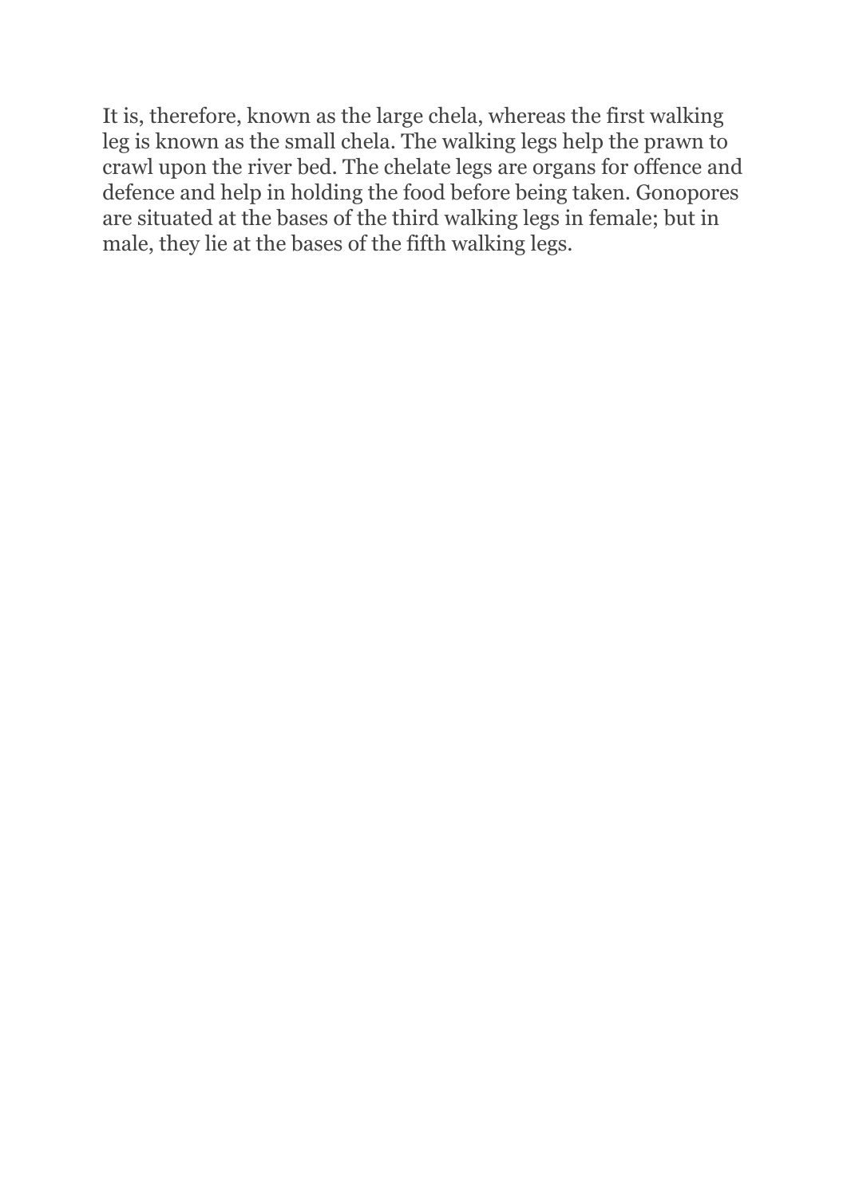It is, therefore, known as the large chela, whereas the first walking leg is known as the small chela. The walking legs help the prawn to crawl upon the river bed. The chelate legs are organs for offence and defence and help in holding the food before being taken. Gonopores are situated at the bases of the third walking legs in female; but in male, they lie at the bases of the fifth walking legs.